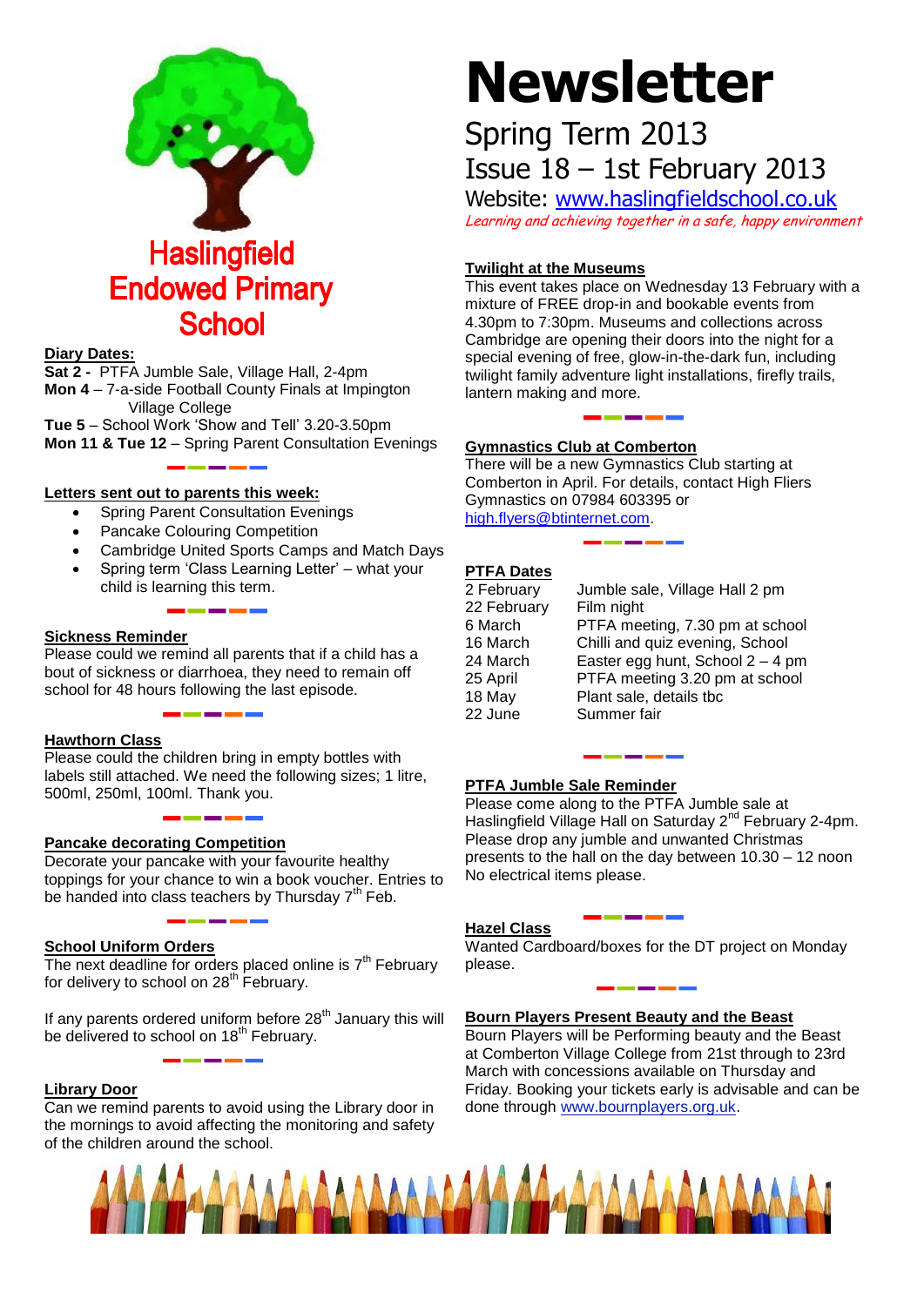# Haslingfield Endowed Primary School

# Newsletter

## Spring Term 2013

## Issue 18 – 1st February 2013

Website: [www.haslingfieldschool.co.uk](http://www.haslingfieldschool.co.uk)

*Learning and achieving together in a safe, happy environment*

**Diary Dates:**

**Sat 2 -** PTFA Jumble Sale, Village Hall, 2-4pm
**Mon 4** – 7-a-side Football County Finals at Impington Village College
**Tue 5** – School Work 'Show and Tell' 3.20-3.50pm
**Mon 11 & Tue 12** – Spring Parent Consultation Evenings

**Letters sent out to parents this week:**

- Spring Parent Consultation Evenings
- Pancake Colouring Competition
- Cambridge United Sports Camps and Match Days
- Spring term 'Class Learning Letter' – what your child is learning this term.

**Sickness Reminder**

Please could we remind all parents that if a child has a bout of sickness or diarrhoea, they need to remain off school for 48 hours following the last episode.

**Hawthorn Class**

Please could the children bring in empty bottles with labels still attached. We need the following sizes; 1 litre, 500ml, 250ml, 100ml. Thank you.

**Pancake decorating Competition**

Decorate your pancake with your favourite healthy toppings for your chance to win a book voucher. Entries to be handed into class teachers by Thursday 7th Feb.

**School Uniform Orders**

The next deadline for orders placed online is 7th February for delivery to school on 28th February.

If any parents ordered uniform before 28th January this will be delivered to school on 18th February.

**Library Door**

Can we remind parents to avoid using the Library door in the mornings to avoid affecting the monitoring and safety of the children around the school.

**Twilight at the Museums**

This event takes place on Wednesday 13 February with a mixture of FREE drop-in and bookable events from 4.30pm to 7:30pm. Museums and collections across Cambridge are opening their doors into the night for a special evening of free, glow-in-the-dark fun, including twilight family adventure light installations, firefly trails, lantern making and more.

**Gymnastics Club at Comberton**

There will be a new Gymnastics Club starting at Comberton in April. For details, contact High Fliers Gymnastics on 07984 603395 or [high.flyers@btinternet.com](mailto:high.flyers@btinternet.com).

**PTFA Dates**

| | |
|---|---|
| 2 February | Jumble sale, Village Hall 2 pm |
| 22 February | Film night |
| 6 March | PTFA meeting, 7.30 pm at school |
| 16 March | Chilli and quiz evening, School |
| 24 March | Easter egg hunt, School 2 – 4 pm |
| 25 April | PTFA meeting 3.20 pm at school |
| 18 May | Plant sale, details tbc |
| 22 June | Summer fair |

**PTFA Jumble Sale Reminder**

Please come along to the PTFA Jumble sale at Haslingfield Village Hall on Saturday 2nd February 2-4pm. Please drop any jumble and unwanted Christmas presents to the hall on the day between 10.30 – 12 noon No electrical items please.

**Hazel Class**

Wanted Cardboard/boxes for the DT project on Monday please.

**Bourn Players Present Beauty and the Beast**

Bourn Players will be Performing beauty and the Beast at Comberton Village College from 21st through to 23rd March with concessions available on Thursday and Friday. Booking your tickets early is advisable and can be done through [www.bournplayers.org.uk](http://www.bournplayers.org.uk).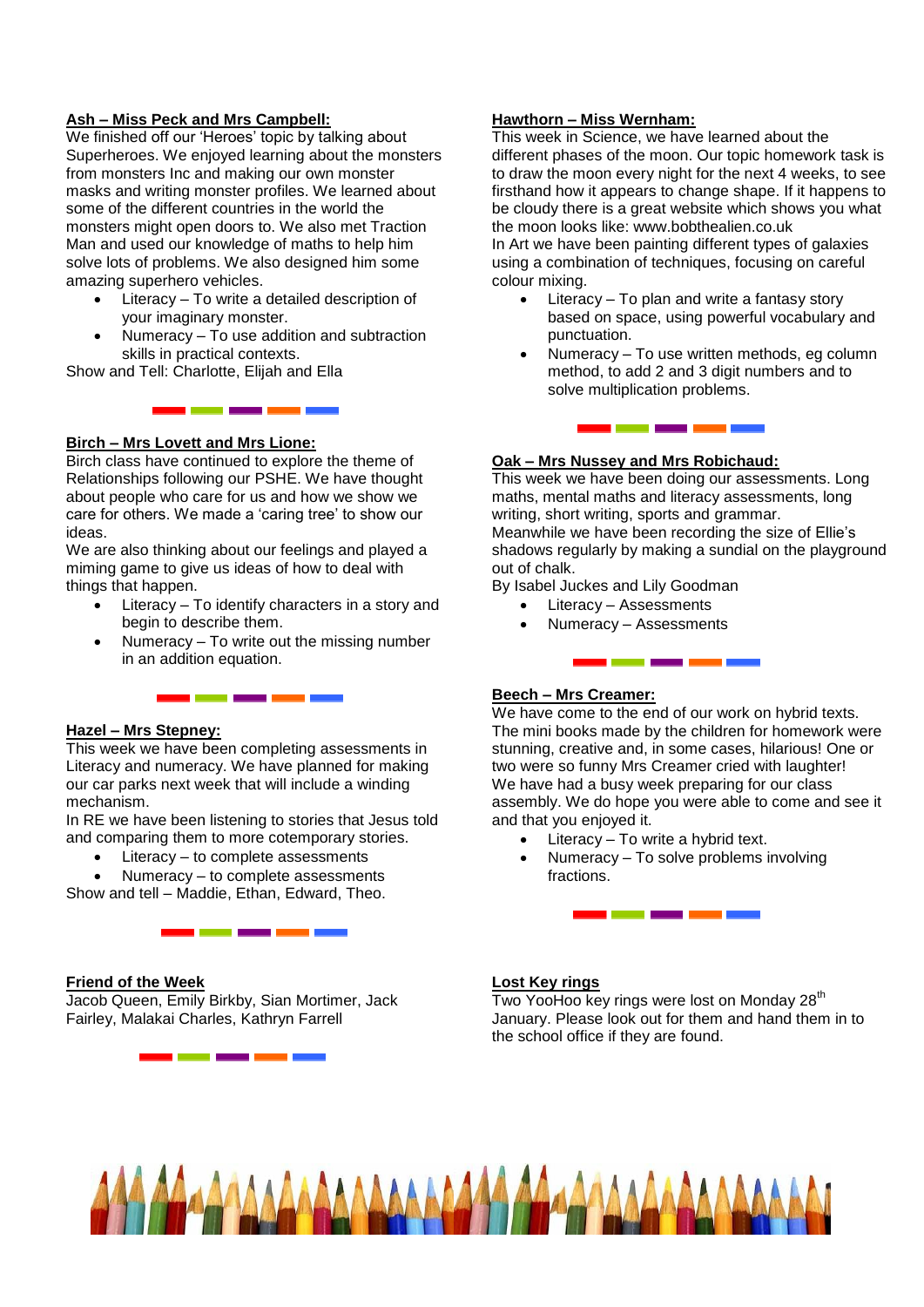**Ash – Miss Peck and Mrs Campbell:**

We finished off our 'Heroes' topic by talking about Superheroes. We enjoyed learning about the monsters from monsters Inc and making our own monster masks and writing monster profiles. We learned about some of the different countries in the world the monsters might open doors to. We also met Traction Man and used our knowledge of maths to help him solve lots of problems. We also designed him some amazing superhero vehicles.

- Literacy – To write a detailed description of your imaginary monster.
- Numeracy – To use addition and subtraction skills in practical contexts.

Show and Tell: Charlotte, Elijah and Ella

**Birch – Mrs Lovett and Mrs Lione:**

Birch class have continued to explore the theme of Relationships following our PSHE. We have thought about people who care for us and how we show we care for others. We made a 'caring tree' to show our ideas.

We are also thinking about our feelings and played a miming game to give us ideas of how to deal with things that happen.

- Literacy – To identify characters in a story and begin to describe them.
- Numeracy – To write out the missing number in an addition equation.

**Hazel – Mrs Stepney:**

This week we have been completing assessments in Literacy and numeracy. We have planned for making our car parks next week that will include a winding mechanism.

In RE we have been listening to stories that Jesus told and comparing them to more cotemporary stories.

- Literacy – to complete assessments
- Numeracy – to complete assessments

Show and tell – Maddie, Ethan, Edward, Theo.

**Friend of the Week**

Jacob Queen, Emily Birkby, Sian Mortimer, Jack Fairley, Malakai Charles, Kathryn Farrell

**Hawthorn – Miss Wernham:**

This week in Science, we have learned about the different phases of the moon. Our topic homework task is to draw the moon every night for the next 4 weeks, to see firsthand how it appears to change shape. If it happens to be cloudy there is a great website which shows you what the moon looks like: www.bobthealien.co.uk

In Art we have been painting different types of galaxies using a combination of techniques, focusing on careful colour mixing.

- Literacy – To plan and write a fantasy story based on space, using powerful vocabulary and punctuation.
- Numeracy – To use written methods, eg column method, to add 2 and 3 digit numbers and to solve multiplication problems.

**Oak – Mrs Nussey and Mrs Robichaud:**

This week we have been doing our assessments. Long maths, mental maths and literacy assessments, long writing, short writing, sports and grammar.

Meanwhile we have been recording the size of Ellie's shadows regularly by making a sundial on the playground out of chalk.

By Isabel Juckes and Lily Goodman

- Literacy – Assessments
- Numeracy – Assessments

**Beech – Mrs Creamer:**

We have come to the end of our work on hybrid texts. The mini books made by the children for homework were stunning, creative and, in some cases, hilarious! One or two were so funny Mrs Creamer cried with laughter!

We have had a busy week preparing for our class assembly. We do hope you were able to come and see it and that you enjoyed it.

- Literacy – To write a hybrid text.
- Numeracy – To solve problems involving fractions.

**Lost Key rings**

Two YooHoo key rings were lost on Monday 28th January. Please look out for them and hand them in to the school office if they are found.